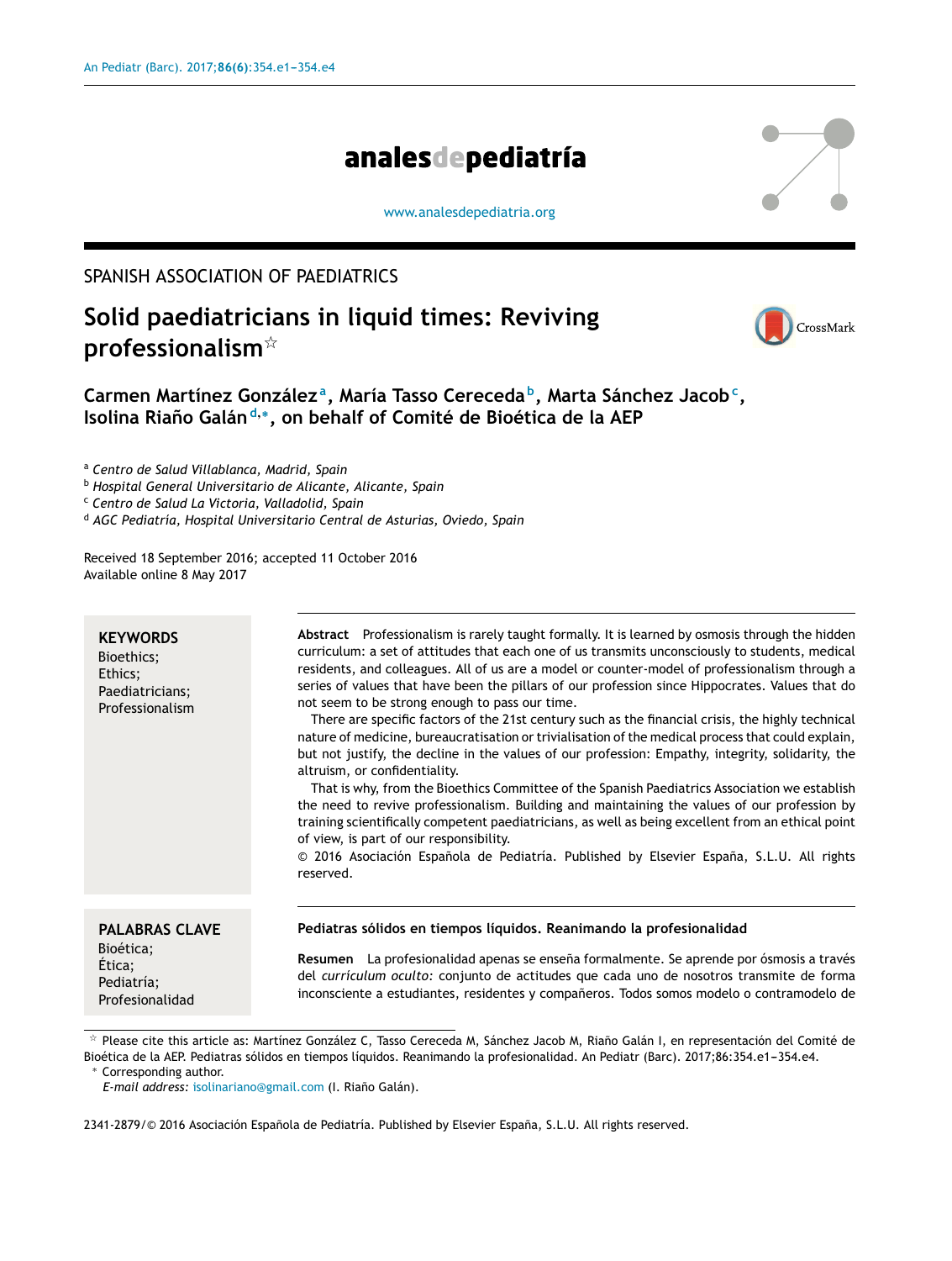SPANISH ASSOCIATION OF PAEDIATRICS

# Solid paediatricians in liquid times: Reviving professionalism[☆]

**Carmen Martínez González[a], María Tasso Cereceda[b], Marta Sánchez Jacob[c], Isolina Riaño Galán[d,*], on behalf of Comité de Bioética de la AEP**

[a] *Centro de Salud Villablanca, Madrid, Spain*
[b] *Hospital General Universitario de Alicante, Alicante, Spain*
[c] *Centro de Salud La Victoria, Valladolid, Spain*
[d] *AGC Pediatría, Hospital Universitario Central de Asturias, Oviedo, Spain*

Received 18 September 2016; accepted 11 October 2016
Available online 8 May 2017

**KEYWORDS**
Bioethics;
Ethics;
Paediatricians;
Professionalism

**Abstract** Professionalism is rarely taught formally. It is learned by osmosis through the hidden curriculum: a set of attitudes that each one of us transmits unconsciously to students, medical residents, and colleagues. All of us are a model or counter-model of professionalism through a series of values that have been the pillars of our profession since Hippocrates. Values that do not seem to be strong enough to pass our time.

There are specific factors of the 21st century such as the financial crisis, the highly technical nature of medicine, bureaucratisation or trivialisation of the medical process that could explain, but not justify, the decline in the values of our profession: Empathy, integrity, solidarity, the altruism, or confidentiality.

That is why, from the Bioethics Committee of the Spanish Paediatrics Association we establish the need to revive professionalism. Building and maintaining the values of our profession by training scientifically competent paediatricians, as well as being excellent from an ethical point of view, is part of our responsibility.

© 2016 Asociación Española de Pediatría. Published by Elsevier España, S.L.U. All rights reserved.

**PALABRAS CLAVE**
Bioética;
Ética;
Pediatría;
Profesionalidad

**Pediatras sólidos en tiempos líquidos. Reanimando la profesionalidad**

**Resumen** La profesionalidad apenas se enseña formalmente. Se aprende por ósmosis a través del *currículum oculto:* conjunto de actitudes que cada uno de nosotros transmite de forma inconsciente a estudiantes, residentes y compañeros. Todos somos modelo o contramodelo de

☆ Please cite this article as: Martínez González C, Tasso Cereceda M, Sánchez Jacob M, Riaño Galán I, en representación del Comité de Bioética de la AEP. Pediatras sólidos en tiempos líquidos. Reanimando la profesionalidad. An Pediatr (Barc). 2017;86:354.e1-354.e4.
\* Corresponding author.
*E-mail address:* isolinariano@gmail.com (I. Riaño Galán).

2341-2879/© 2016 Asociación Española de Pediatría. Published by Elsevier España, S.L.U. All rights reserved.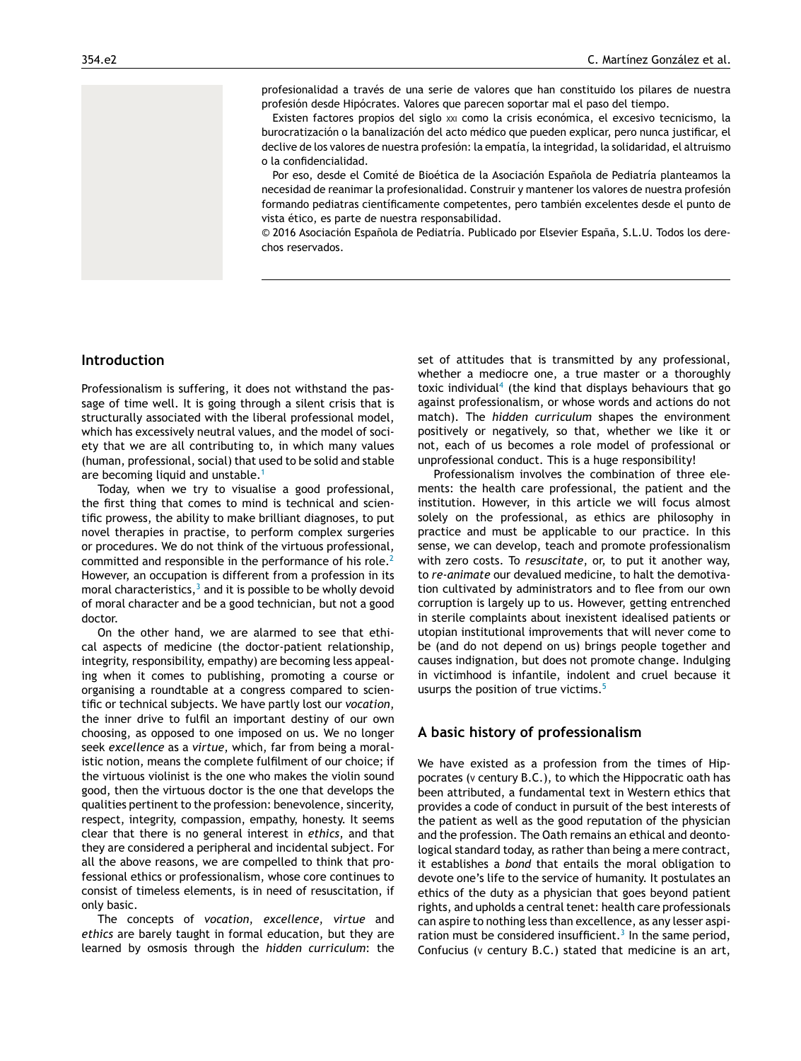profesionalidad a través de una serie de valores que han constituido los pilares de nuestra profesión desde Hipócrates. Valores que parecen soportar mal el paso del tiempo.

Existen factores propios del siglo XXI como la crisis económica, el excesivo tecnicismo, la burocratización o la banalización del acto médico que pueden explicar, pero nunca justificar, el declive de los valores de nuestra profesión: la empatía, la integridad, la solidaridad, el altruismo o la confidencialidad.

Por eso, desde el Comité de Bioética de la Asociación Española de Pediatría planteamos la necesidad de reanimar la profesionalidad. Construir y mantener los valores de nuestra profesión formando pediatras científicamente competentes, pero también excelentes desde el punto de vista ético, es parte de nuestra responsabilidad.

© 2016 Asociación Española de Pediatría. Publicado por Elsevier España, S.L.U. Todos los derechos reservados.

## Introduction

Professionalism is suffering, it does not withstand the passage of time well. It is going through a silent crisis that is structurally associated with the liberal professional model, which has excessively neutral values, and the model of society that we are all contributing to, in which many values (human, professional, social) that used to be solid and stable are becoming liquid and unstable.[1]

Today, when we try to visualise a good professional, the first thing that comes to mind is technical and scientific prowess, the ability to make brilliant diagnoses, to put novel therapies in practise, to perform complex surgeries or procedures. We do not think of the virtuous professional, committed and responsible in the performance of his role.[2] However, an occupation is different from a profession in its moral characteristics,[3] and it is possible to be wholly devoid of moral character and be a good technician, but not a good doctor.

On the other hand, we are alarmed to see that ethical aspects of medicine (the doctor-patient relationship, integrity, responsibility, empathy) are becoming less appealing when it comes to publishing, promoting a course or organising a roundtable at a congress compared to scientific or technical subjects. We have partly lost our *vocation*, the inner drive to fulfil an important destiny of our own choosing, as opposed to one imposed on us. We no longer seek *excellence* as a *virtue*, which, far from being a moralistic notion, means the complete fulfilment of our choice; if the virtuous violinist is the one who makes the violin sound good, then the virtuous doctor is the one that develops the qualities pertinent to the profession: benevolence, sincerity, respect, integrity, compassion, empathy, honesty. It seems clear that there is no general interest in *ethics*, and that they are considered a peripheral and incidental subject. For all the above reasons, we are compelled to think that professional ethics or professionalism, whose core continues to consist of timeless elements, is in need of resuscitation, if only basic.

The concepts of *vocation*, *excellence*, *virtue* and *ethics* are barely taught in formal education, but they are learned by osmosis through the *hidden curriculum*: the set of attitudes that is transmitted by any professional, whether a mediocre one, a true master or a thoroughly toxic individual[4] (the kind that displays behaviours that go against professionalism, or whose words and actions do not match). The *hidden curriculum* shapes the environment positively or negatively, so that, whether we like it or not, each of us becomes a role model of professional or unprofessional conduct. This is a huge responsibility!

Professionalism involves the combination of three elements: the health care professional, the patient and the institution. However, in this article we will focus almost solely on the professional, as ethics are philosophy in practice and must be applicable to our practice. In this sense, we can develop, teach and promote professionalism with zero costs. To *resuscitate*, or, to put it another way, to *re-animate* our devalued medicine, to halt the demotivation cultivated by administrators and to flee from our own corruption is largely up to us. However, getting entrenched in sterile complaints about inexistent idealised patients or utopian institutional improvements that will never come to be (and do not depend on us) brings people together and causes indignation, but does not promote change. Indulging in victimhood is infantile, indolent and cruel because it usurps the position of true victims.[5]

## A basic history of professionalism

We have existed as a profession from the times of Hippocrates (V century B.C.), to which the Hippocratic oath has been attributed, a fundamental text in Western ethics that provides a code of conduct in pursuit of the best interests of the patient as well as the good reputation of the physician and the profession. The Oath remains an ethical and deontological standard today, as rather than being a mere contract, it establishes a *bond* that entails the moral obligation to devote one's life to the service of humanity. It postulates an ethics of the duty as a physician that goes beyond patient rights, and upholds a central tenet: health care professionals can aspire to nothing less than excellence, as any lesser aspiration must be considered insufficient.[3] In the same period, Confucius (V century B.C.) stated that medicine is an art,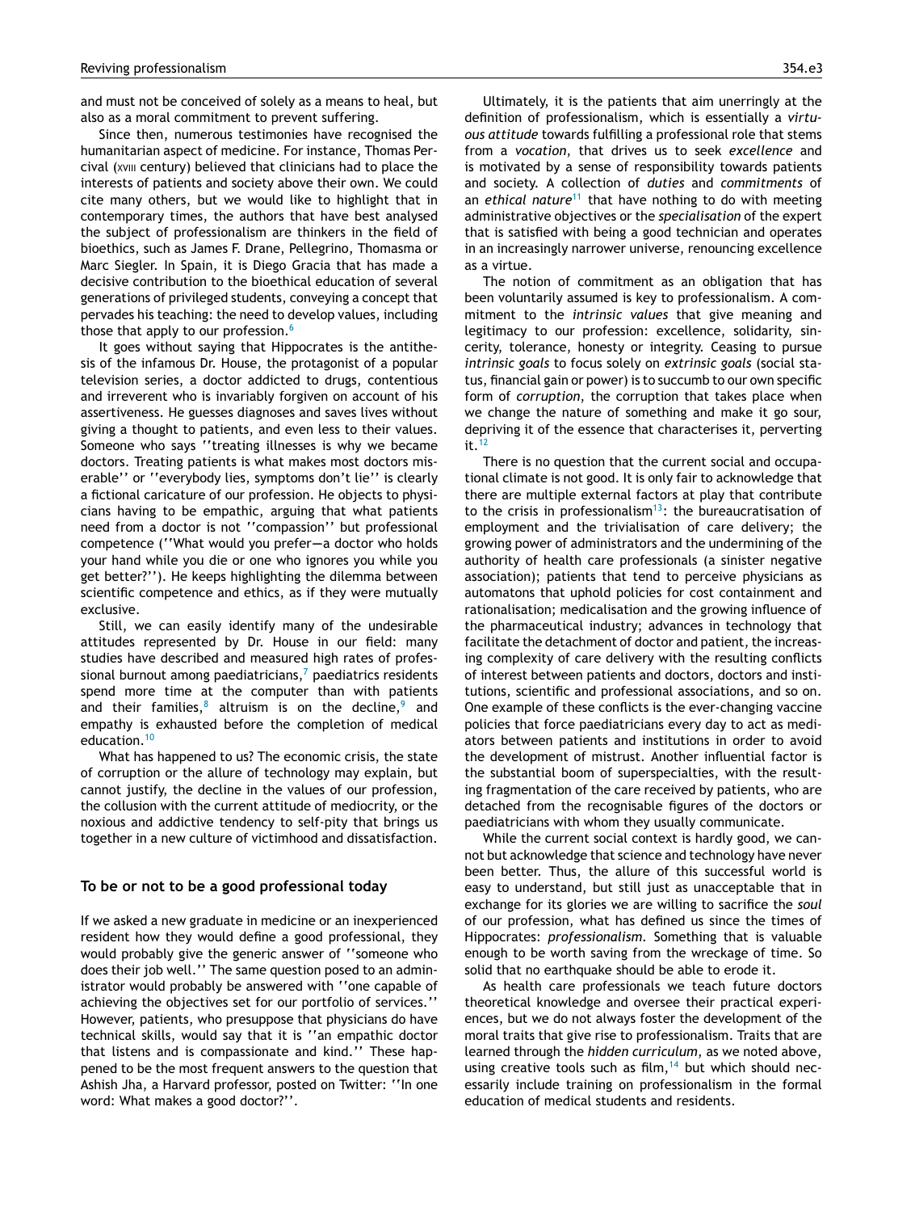and must not be conceived of solely as a means to heal, but also as a moral commitment to prevent suffering.

Since then, numerous testimonies have recognised the humanitarian aspect of medicine. For instance, Thomas Percival (XVIII century) believed that clinicians had to place the interests of patients and society above their own. We could cite many others, but we would like to highlight that in contemporary times, the authors that have best analysed the subject of professionalism are thinkers in the field of bioethics, such as James F. Drane, Pellegrino, Thomasma or Marc Siegler. In Spain, it is Diego Gracia that has made a decisive contribution to the bioethical education of several generations of privileged students, conveying a concept that pervades his teaching: the need to develop values, including those that apply to our profession.[6]

It goes without saying that Hippocrates is the antithesis of the infamous Dr. House, the protagonist of a popular television series, a doctor addicted to drugs, contentious and irreverent who is invariably forgiven on account of his assertiveness. He guesses diagnoses and saves lives without giving a thought to patients, and even less to their values. Someone who says ''treating illnesses is why we became doctors. Treating patients is what makes most doctors miserable'' or ''everybody lies, symptoms don't lie'' is clearly a fictional caricature of our profession. He objects to physicians having to be empathic, arguing that what patients need from a doctor is not ''compassion'' but professional competence (''What would you prefer—a doctor who holds your hand while you die or one who ignores you while you get better?''). He keeps highlighting the dilemma between scientific competence and ethics, as if they were mutually exclusive.

Still, we can easily identify many of the undesirable attitudes represented by Dr. House in our field: many studies have described and measured high rates of professional burnout among paediatricians,[7] paediatrics residents spend more time at the computer than with patients and their families,[8] altruism is on the decline,[9] and empathy is exhausted before the completion of medical education.[10]

What has happened to us? The economic crisis, the state of corruption or the allure of technology may explain, but cannot justify, the decline in the values of our profession, the collusion with the current attitude of mediocrity, or the noxious and addictive tendency to self-pity that brings us together in a new culture of victimhood and dissatisfaction.

## To be or not to be a good professional today

If we asked a new graduate in medicine or an inexperienced resident how they would define a good professional, they would probably give the generic answer of ''someone who does their job well.'' The same question posed to an administrator would probably be answered with ''one capable of achieving the objectives set for our portfolio of services.'' However, patients, who presuppose that physicians do have technical skills, would say that it is ''an empathic doctor that listens and is compassionate and kind.'' These happened to be the most frequent answers to the question that Ashish Jha, a Harvard professor, posted on Twitter: ''In one word: What makes a good doctor?''.

Ultimately, it is the patients that aim unerringly at the definition of professionalism, which is essentially a *virtuous attitude* towards fulfilling a professional role that stems from a *vocation*, that drives us to seek *excellence* and is motivated by a sense of responsibility towards patients and society. A collection of *duties* and *commitments* of an *ethical nature*[11] that have nothing to do with meeting administrative objectives or the *specialisation* of the expert that is satisfied with being a good technician and operates in an increasingly narrower universe, renouncing excellence as a virtue.

The notion of commitment as an obligation that has been voluntarily assumed is key to professionalism. A commitment to the *intrinsic values* that give meaning and legitimacy to our profession: excellence, solidarity, sincerity, tolerance, honesty or integrity. Ceasing to pursue *intrinsic goals* to focus solely on *extrinsic goals* (social status, financial gain or power) is to succumb to our own specific form of *corruption*, the corruption that takes place when we change the nature of something and make it go sour, depriving it of the essence that characterises it, perverting it.[12]

There is no question that the current social and occupational climate is not good. It is only fair to acknowledge that there are multiple external factors at play that contribute to the crisis in professionalism[13]: the bureaucratisation of employment and the trivialisation of care delivery; the growing power of administrators and the undermining of the authority of health care professionals (a sinister negative association); patients that tend to perceive physicians as automatons that uphold policies for cost containment and rationalisation; medicalisation and the growing influence of the pharmaceutical industry; advances in technology that facilitate the detachment of doctor and patient, the increasing complexity of care delivery with the resulting conflicts of interest between patients and doctors, doctors and institutions, scientific and professional associations, and so on. One example of these conflicts is the ever-changing vaccine policies that force paediatricians every day to act as mediators between patients and institutions in order to avoid the development of mistrust. Another influential factor is the substantial boom of superspecialties, with the resulting fragmentation of the care received by patients, who are detached from the recognisable figures of the doctors or paediatricians with whom they usually communicate.

While the current social context is hardly good, we cannot but acknowledge that science and technology have never been better. Thus, the allure of this successful world is easy to understand, but still just as unacceptable that in exchange for its glories we are willing to sacrifice the *soul* of our profession, what has defined us since the times of Hippocrates: *professionalism.* Something that is valuable enough to be worth saving from the wreckage of time. So solid that no earthquake should be able to erode it.

As health care professionals we teach future doctors theoretical knowledge and oversee their practical experiences, but we do not always foster the development of the moral traits that give rise to professionalism. Traits that are learned through the *hidden curriculum,* as we noted above, using creative tools such as film,[14] but which should necessarily include training on professionalism in the formal education of medical students and residents.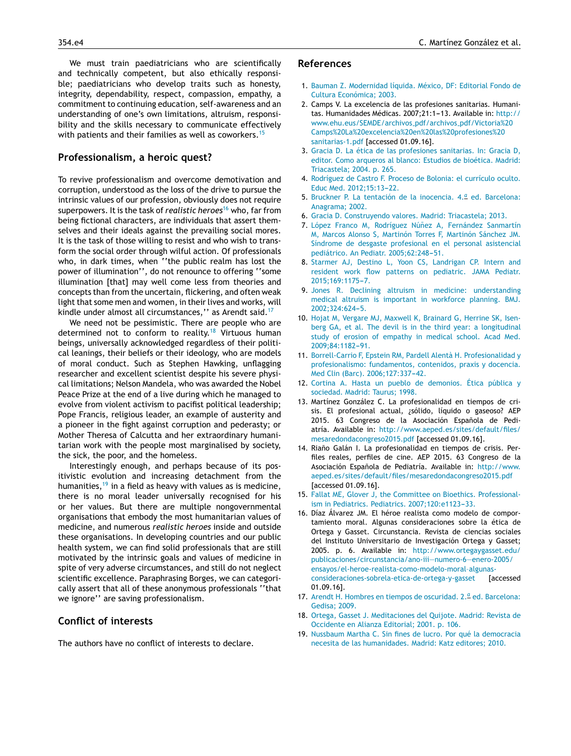We must train paediatricians who are scientifically and technically competent, but also ethically responsible; paediatricians who develop traits such as honesty, integrity, dependability, respect, compassion, empathy, a commitment to continuing education, self-awareness and an understanding of one's own limitations, altruism, responsibility and the skills necessary to communicate effectively with patients and their families as well as coworkers.[15]

## Professionalism, a heroic quest?

To revive professionalism and overcome demotivation and corruption, understood as the loss of the drive to pursue the intrinsic values of our profession, obviously does not require superpowers. It is the task of *realistic heroes*[16] who, far from being fictional characters, are individuals that assert themselves and their ideals against the prevailing social mores. It is the task of those willing to resist and who wish to transform the social order through wilful action. Of professionals who, in dark times, when ''the public realm has lost the power of illumination'', do not renounce to offering ''some illumination [that] may well come less from theories and concepts than from the uncertain, flickering, and often weak light that some men and women, in their lives and works, will kindle under almost all circumstances,'' as Arendt said.[17]

We need not be pessimistic. There are people who are determined not to conform to reality.[18] Virtuous human beings, universally acknowledged regardless of their political leanings, their beliefs or their ideology, who are models of moral conduct. Such as Stephen Hawking, unflagging researcher and excellent scientist despite his severe physical limitations; Nelson Mandela, who was awarded the Nobel Peace Prize at the end of a live during which he managed to evolve from violent activism to pacifist political leadership; Pope Francis, religious leader, an example of austerity and a pioneer in the fight against corruption and pederasty; or Mother Theresa of Calcutta and her extraordinary humanitarian work with the people most marginalised by society, the sick, the poor, and the homeless.

Interestingly enough, and perhaps because of its positivistic evolution and increasing detachment from the humanities,[19] in a field as heavy with values as is medicine, there is no moral leader universally recognised for his or her values. But there are multiple nongovernmental organisations that embody the most humanitarian values of medicine, and numerous *realistic heroes* inside and outside these organisations. In developing countries and our public health system, we can find solid professionals that are still motivated by the intrinsic goals and values of medicine in spite of very adverse circumstances, and still do not neglect scientific excellence. Paraphrasing Borges, we can categorically assert that all of these anonymous professionals ''that we ignore'' are saving professionalism.

## Conflict of interests

The authors have no conflict of interests to declare.

## References

1. Bauman Z. Modernidad líquida. México, DF: Editorial Fondo de Cultura Económica; 2003.
2. Camps V. La excelencia de las profesiones sanitarias. Humanitas. Humanidades Médicas. 2007;21:1–13. Available in: http://www.ehu.eus/SEMDE/archivos_pdf/archivos_pdf/Victoria%20Camps%20La%20excelencia%20en%20las%20profesiones%20sanitarias-1.pdf [accessed 01.09.16].
3. Gracia D. La ética de las profesiones sanitarias. In: Gracia D, editor. Como arqueros al blanco: Estudios de bioética. Madrid: Triacastela; 2004. p. 265.
4. Rodríguez de Castro F. Proceso de Bolonia: el currículo oculto. Educ Med. 2012;15:13–22.
5. Bruckner P. La tentación de la inocencia. 4.ª ed. Barcelona: Anagrama; 2002.
6. Gracia D. Construyendo valores. Madrid: Triacastela; 2013.
7. López Franco M, Rodríguez Núñez A, Fernández Sanmartín M, Marcos Alonso S, Martinón Torres F, Martinón Sánchez JM. Síndrome de desgaste profesional en el personal asistencial pediátrico. An Pediatr. 2005;62:248–51.
8. Starmer AJ, Destino L, Yoon CS, Landrigan CP. Intern and resident work flow patterns on pediatric. JAMA Pediatr. 2015;169:1175–7.
9. Jones R. Declining altruism in medicine: understanding medical altruism is important in workforce planning. BMJ. 2002;324:624–5.
10. Hojat M, Vergare MJ, Maxwell K, Brainard G, Herrine SK, Isenberg GA, et al. The devil is in the third year: a longitudinal study of erosion of empathy in medical school. Acad Med. 2009;84:1182–91.
11. Borrell-Carrio F, Epstein RM, Pardell Alentà H. Profesionalidad y profesionalismo: fundamentos, contenidos, praxis y docencia. Med Clin (Barc). 2006;127:337–42.
12. Cortina A. Hasta un pueblo de demonios. Ética pública y sociedad. Madrid: Taurus; 1998.
13. Martínez González C. La profesionalidad en tiempos de crisis. El profesional actual, ¿sólido, líquido o gaseoso? AEP 2015. 63 Congreso de la Asociación Española de Pediatría. Available in: http://www.aeped.es/sites/default/files/mesaredondacongreso2015.pdf [accessed 01.09.16].
14. Riaño Galán I. La profesionalidad en tiempos de crisis. Perfiles reales, perfiles de cine. AEP 2015. 63 Congreso de la Asociación Española de Pediatría. Available in: http://www.aeped.es/sites/default/files/mesaredondacongreso2015.pdf [accessed 01.09.16].
15. Fallat ME, Glover J, the Committee on Bioethics. Professionalism in Pediatrics. Pediatrics. 2007;120:e1123–33.
16. Díaz Álvarez JM. El héroe realista como modelo de comportamiento moral. Algunas consideraciones sobre la ética de Ortega y Gasset. Circunstancia. Revista de ciencias sociales del Instituto Universitario de Investigación Ortega y Gasset; 2005. p. 6. Available in: http://www.ortegaygasset.edu/publicaciones/circunstancia/ano-iii—numero-6—enero-2005/ensayos/el-heroe-realista-como-modelo-moral-algunas-consideraciones-sobrela-etica-de-ortega-y-gasset [accessed 01.09.16].
17. Arendt H. Hombres en tiempos de oscuridad. 2.ª ed. Barcelona: Gedisa; 2009.
18. Ortega, Gasset J. Meditaciones del Quijote. Madrid: Revista de Occidente en Alianza Editorial; 2001. p. 106.
19. Nussbaum Martha C. Sin fines de lucro. Por qué la democracia necesita de las humanidades. Madrid: Katz editores; 2010.